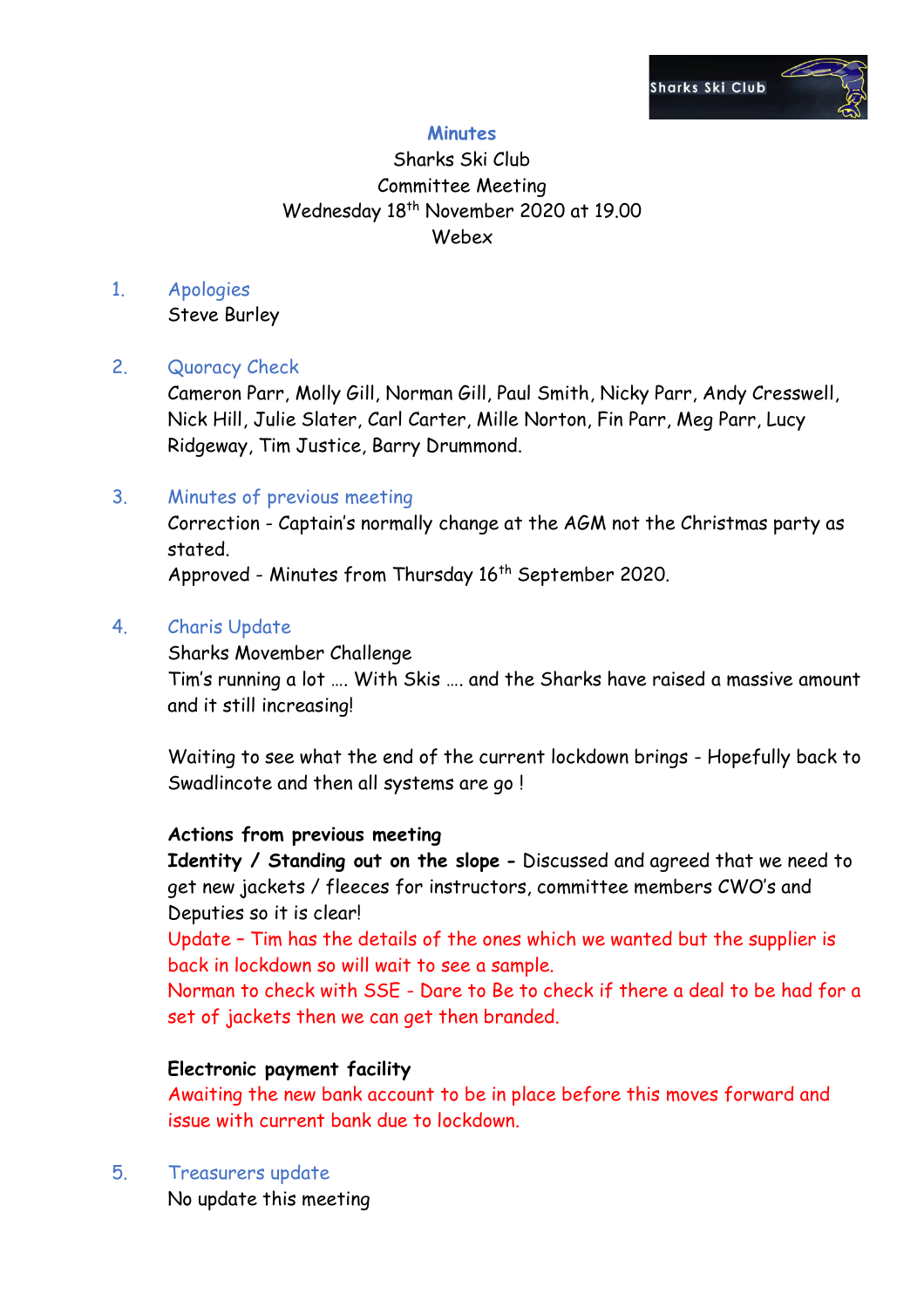Sharks Ski Club

# Minutes

Sharks Ski Club
Committee Meeting
Wednesday 18th November 2020 at 19.00
Webex

1. Apologies
   Steve Burley

2. Quoracy Check
   Cameron Parr, Molly Gill, Norman Gill, Paul Smith, Nicky Parr, Andy Cresswell, Nick Hill, Julie Slater, Carl Carter, Mille Norton, Fin Parr, Meg Parr, Lucy Ridgeway, Tim Justice, Barry Drummond.

3. Minutes of previous meeting
   Correction - Captain's normally change at the AGM not the Christmas party as stated.
   Approved - Minutes from Thursday 16th September 2020.

4. Charis Update
   Sharks Movember Challenge
   Tim's running a lot …. With Skis …. and the Sharks have raised a massive amount and it still increasing!

   Waiting to see what the end of the current lockdown brings - Hopefully back to Swadlincote and then all systems are go !

   **Actions from previous meeting**
   **Identity / Standing out on the slope -** Discussed and agreed that we need to get new jackets / fleeces for instructors, committee members CWO's and Deputies so it is clear!
   Update – Tim has the details of the ones which we wanted but the supplier is back in lockdown so will wait to see a sample.
   Norman to check with SSE - Dare to Be to check if there a deal to be had for a set of jackets then we can get then branded.

   **Electronic payment facility**
   Awaiting the new bank account to be in place before this moves forward and issue with current bank due to lockdown.

5. Treasurers update
   No update this meeting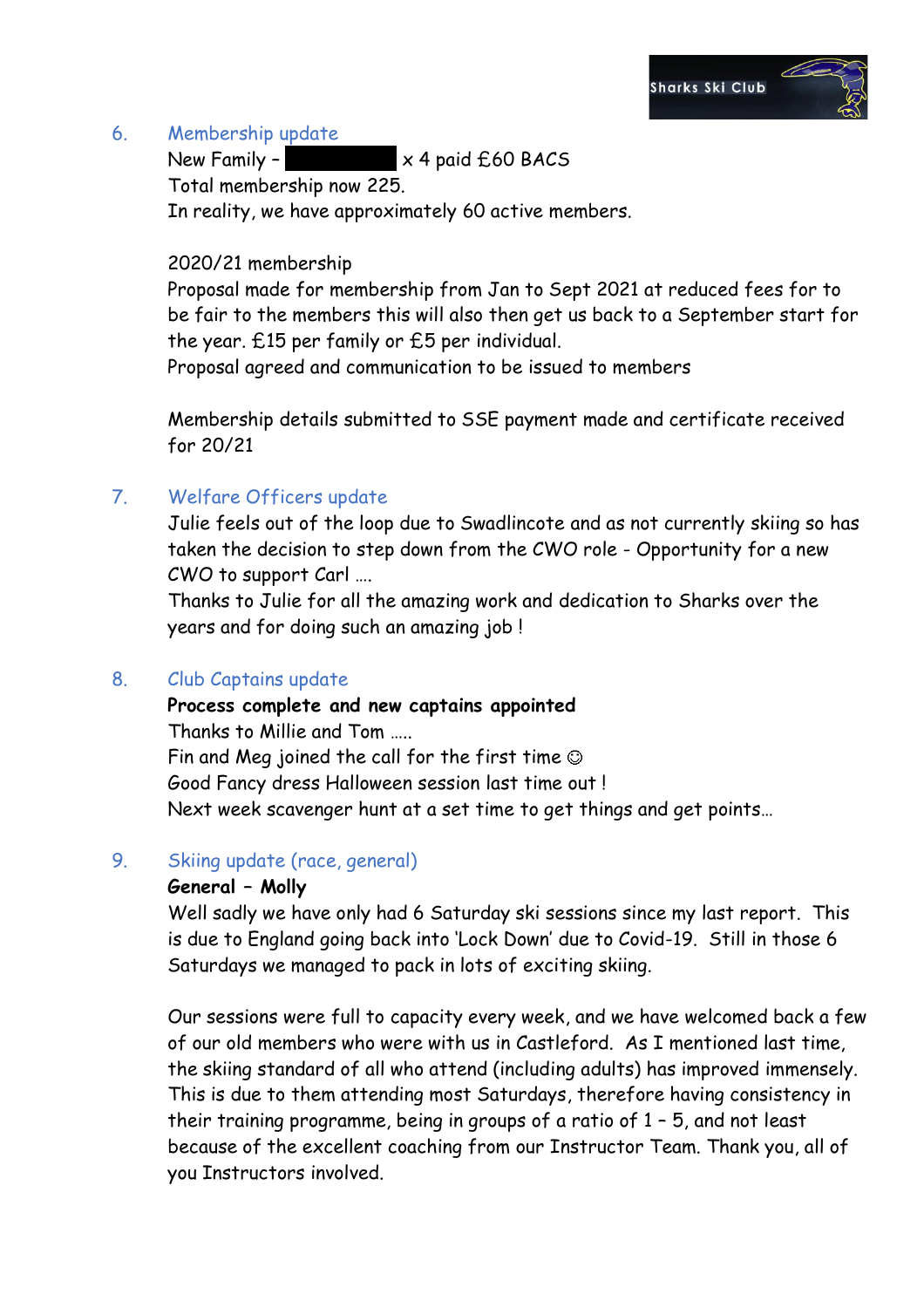## 6. Membership update

New Family – ██████ x 4 paid £60 BACS
Total membership now 225.
In reality, we have approximately 60 active members.

2020/21 membership
Proposal made for membership from Jan to Sept 2021 at reduced fees for to be fair to the members this will also then get us back to a September start for the year. £15 per family or £5 per individual.
Proposal agreed and communication to be issued to members

Membership details submitted to SSE payment made and certificate received for 20/21

## 7. Welfare Officers update

Julie feels out of the loop due to Swadlincote and as not currently skiing so has taken the decision to step down from the CWO role - Opportunity for a new CWO to support Carl ….
Thanks to Julie for all the amazing work and dedication to Sharks over the years and for doing such an amazing job !

## 8. Club Captains update

**Process complete and new captains appointed**
Thanks to Millie and Tom …..
Fin and Meg joined the call for the first time ☺
Good Fancy dress Halloween session last time out !
Next week scavenger hunt at a set time to get things and get points…

## 9. Skiing update (race, general)

**General – Molly**

Well sadly we have only had 6 Saturday ski sessions since my last report. This is due to England going back into 'Lock Down' due to Covid-19. Still in those 6 Saturdays we managed to pack in lots of exciting skiing.

Our sessions were full to capacity every week, and we have welcomed back a few of our old members who were with us in Castleford. As I mentioned last time, the skiing standard of all who attend (including adults) has improved immensely. This is due to them attending most Saturdays, therefore having consistency in their training programme, being in groups of a ratio of 1 – 5, and not least because of the excellent coaching from our Instructor Team. Thank you, all of you Instructors involved.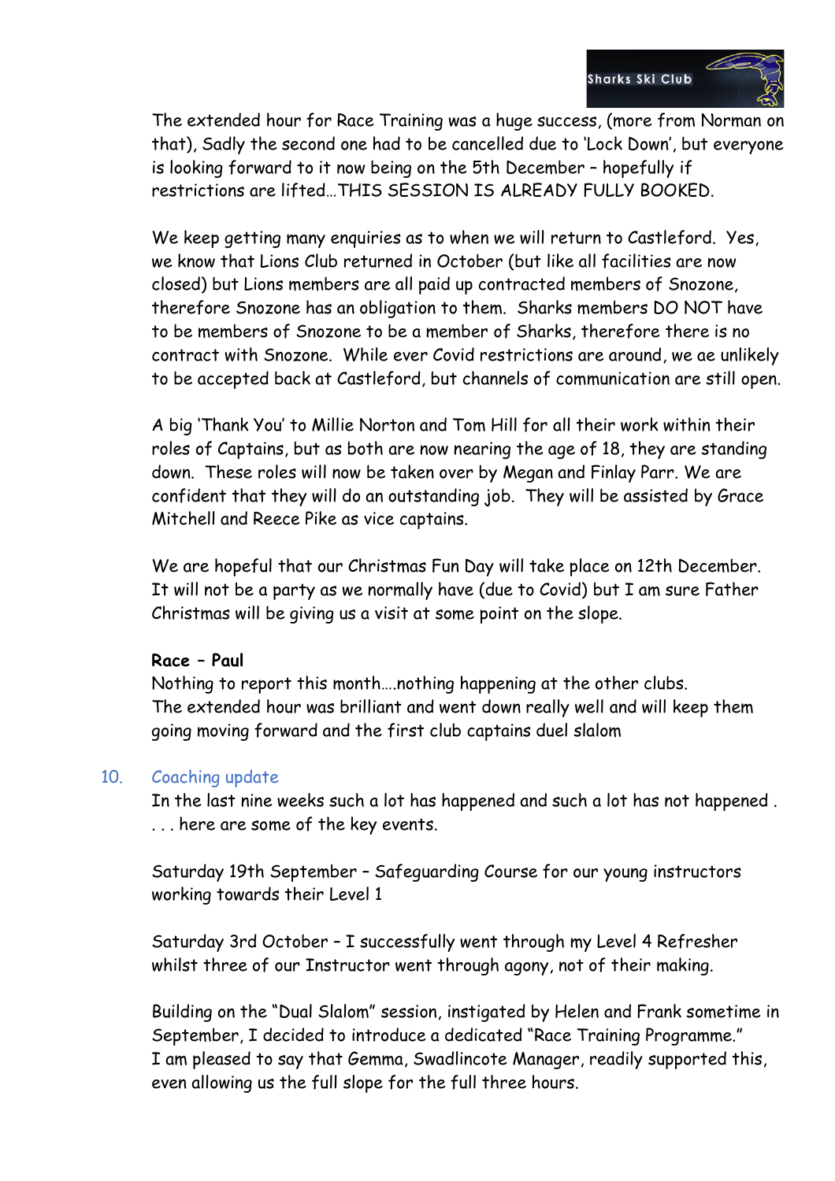The extended hour for Race Training was a huge success, (more from Norman on that), Sadly the second one had to be cancelled due to 'Lock Down', but everyone is looking forward to it now being on the 5th December – hopefully if restrictions are lifted…THIS SESSION IS ALREADY FULLY BOOKED.

We keep getting many enquiries as to when we will return to Castleford. Yes, we know that Lions Club returned in October (but like all facilities are now closed) but Lions members are all paid up contracted members of Snozone, therefore Snozone has an obligation to them. Sharks members DO NOT have to be members of Snozone to be a member of Sharks, therefore there is no contract with Snozone. While ever Covid restrictions are around, we ae unlikely to be accepted back at Castleford, but channels of communication are still open.

A big 'Thank You' to Millie Norton and Tom Hill for all their work within their roles of Captains, but as both are now nearing the age of 18, they are standing down. These roles will now be taken over by Megan and Finlay Parr. We are confident that they will do an outstanding job. They will be assisted by Grace Mitchell and Reece Pike as vice captains.

We are hopeful that our Christmas Fun Day will take place on 12th December. It will not be a party as we normally have (due to Covid) but I am sure Father Christmas will be giving us a visit at some point on the slope.

**Race – Paul**
Nothing to report this month….nothing happening at the other clubs.
The extended hour was brilliant and went down really well and will keep them going moving forward and the first club captains duel slalom

## 10. Coaching update

In the last nine weeks such a lot has happened and such a lot has not happened . . . . here are some of the key events.

Saturday 19th September – Safeguarding Course for our young instructors working towards their Level 1

Saturday 3rd October – I successfully went through my Level 4 Refresher whilst three of our Instructor went through agony, not of their making.

Building on the "Dual Slalom" session, instigated by Helen and Frank sometime in September, I decided to introduce a dedicated "Race Training Programme."
I am pleased to say that Gemma, Swadlincote Manager, readily supported this, even allowing us the full slope for the full three hours.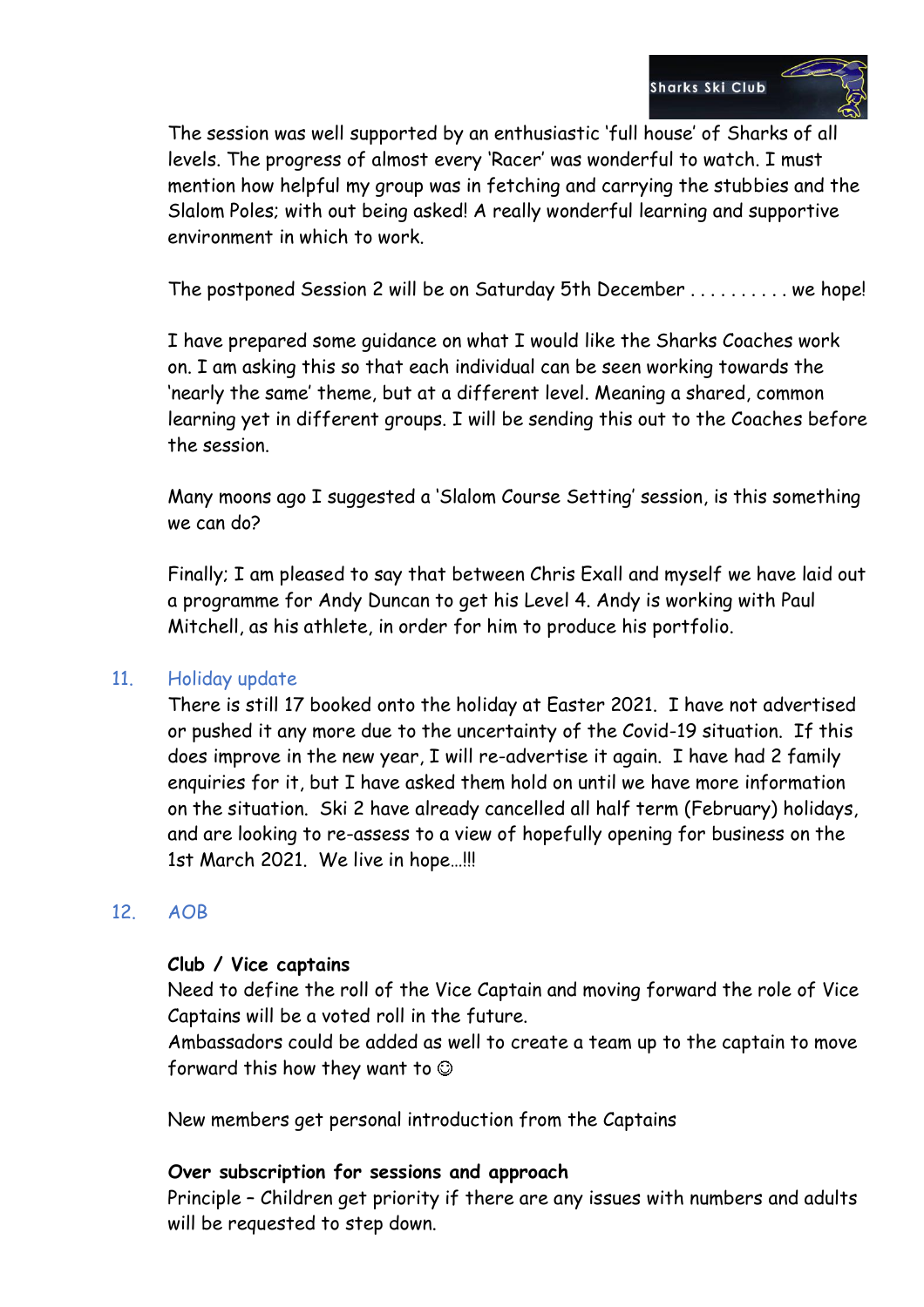The session was well supported by an enthusiastic 'full house' of Sharks of all levels. The progress of almost every 'Racer' was wonderful to watch. I must mention how helpful my group was in fetching and carrying the stubbies and the Slalom Poles; with out being asked! A really wonderful learning and supportive environment in which to work.

The postponed Session 2 will be on Saturday 5th December . . . . . . . . . . we hope!

I have prepared some guidance on what I would like the Sharks Coaches work on. I am asking this so that each individual can be seen working towards the 'nearly the same' theme, but at a different level. Meaning a shared, common learning yet in different groups. I will be sending this out to the Coaches before the session.

Many moons ago I suggested a 'Slalom Course Setting' session, is this something we can do?

Finally; I am pleased to say that between Chris Exall and myself we have laid out a programme for Andy Duncan to get his Level 4. Andy is working with Paul Mitchell, as his athlete, in order for him to produce his portfolio.

## 11. Holiday update

There is still 17 booked onto the holiday at Easter 2021. I have not advertised or pushed it any more due to the uncertainty of the Covid-19 situation. If this does improve in the new year, I will re-advertise it again. I have had 2 family enquiries for it, but I have asked them hold on until we have more information on the situation. Ski 2 have already cancelled all half term (February) holidays, and are looking to re-assess to a view of hopefully opening for business on the 1st March 2021. We live in hope…!!!

## 12. AOB

**Club / Vice captains**

Need to define the roll of the Vice Captain and moving forward the role of Vice Captains will be a voted roll in the future.

Ambassadors could be added as well to create a team up to the captain to move forward this how they want to ☺

New members get personal introduction from the Captains

**Over subscription for sessions and approach**

Principle – Children get priority if there are any issues with numbers and adults will be requested to step down.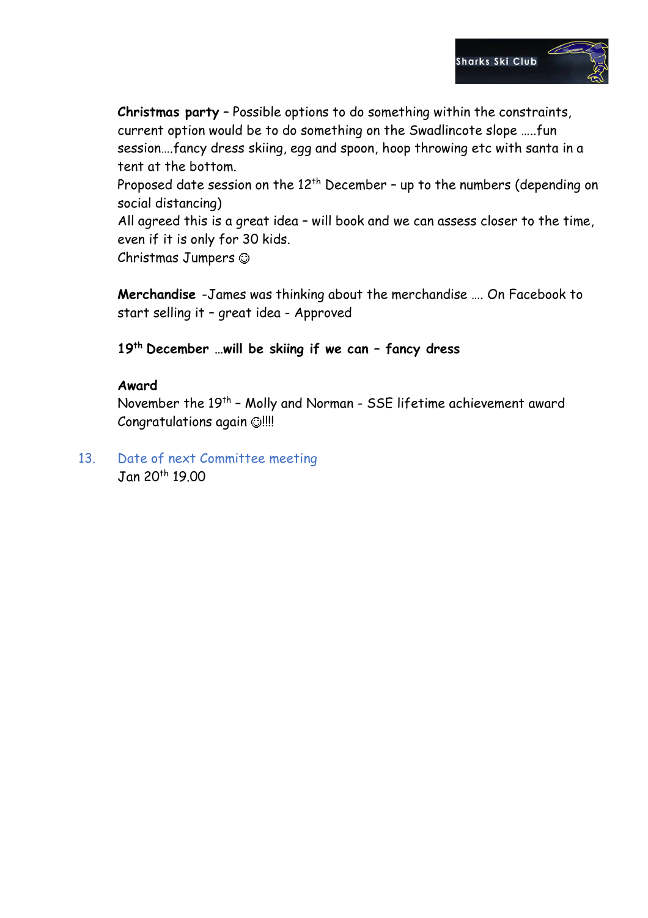**Christmas party** – Possible options to do something within the constraints, current option would be to do something on the Swadlincote slope …..fun session….fancy dress skiing, egg and spoon, hoop throwing etc with santa in a tent at the bottom.
Proposed date session on the 12th December – up to the numbers (depending on social distancing)
All agreed this is a great idea – will book and we can assess closer to the time, even if it is only for 30 kids.
Christmas Jumpers ☺

**Merchandise** -James was thinking about the merchandise …. On Facebook to start selling it – great idea - Approved

**19th December …will be skiing if we can – fancy dress**

**Award**
November the 19th – Molly and Norman - SSE lifetime achievement award
Congratulations again ☺!!!!

13. Date of next Committee meeting
Jan 20th 19.00